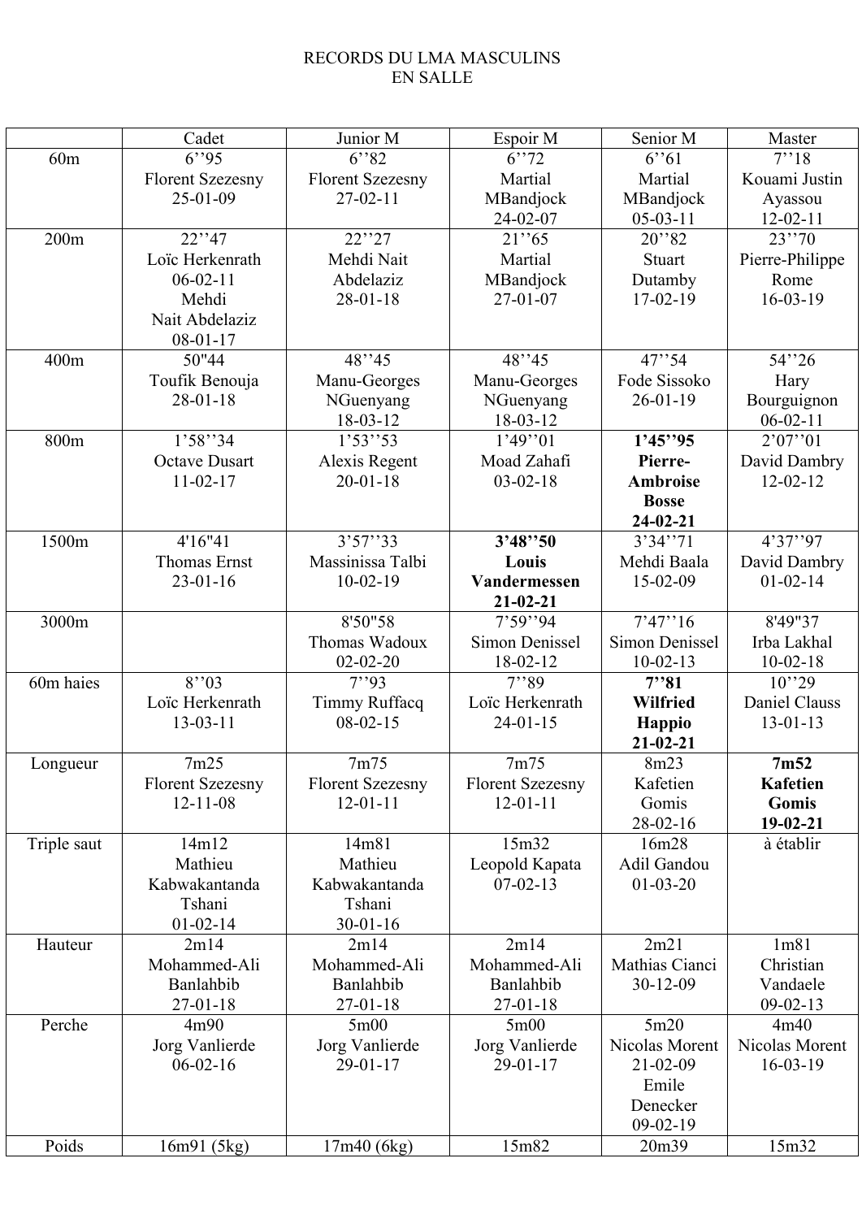# RECORDS DU LMA MASCULINS
# EN SALLE

| | Cadet | Junior M | Espoir M | Senior M | Master |
|---|---|---|---|---|---|
| 60m | 6''95 Florent Szezesny 25-01-09 | 6''82 Florent Szezesny 27-02-11 | 6''72 Martial MBandjock 24-02-07 | 6''61 Martial MBandjock 05-03-11 | 7''18 Kouami Justin Ayassou 12-02-11 |
| 200m | 22''47 Loïc Herkenrath 06-02-11 Mehdi Nait Abdelaziz 08-01-17 | 22''27 Mehdi Nait Abdelaziz 28-01-18 | 21''65 Martial MBandjock 27-01-07 | 20''82 Stuart Dutamby 17-02-19 | 23''70 Pierre-Philippe Rome 16-03-19 |
| 400m | 50"44 Toufik Benouja 28-01-18 | 48''45 Manu-Georges NGuenyang 18-03-12 | 48''45 Manu-Georges NGuenyang 18-03-12 | 47''54 Fode Sissoko 26-01-19 | 54''26 Hary Bourguignon 06-02-11 |
| 800m | 1'58''34 Octave Dusart 11-02-17 | 1'53''53 Alexis Regent 20-01-18 | 1'49''01 Moad Zahafi 03-02-18 | **1'45''95 Pierre-Ambroise Bosse 24-02-21** | 2'07''01 David Dambry 12-02-12 |
| 1500m | 4'16"41 Thomas Ernst 23-01-16 | 3'57''33 Massinissa Talbi 10-02-19 | **3'48''50 Louis Vandermessen 21-02-21** | 3'34''71 Mehdi Baala 15-02-09 | 4'37''97 David Dambry 01-02-14 |
| 3000m | | 8'50"58 Thomas Wadoux 02-02-20 | 7'59''94 Simon Denissel 18-02-12 | 7'47''16 Simon Denissel 10-02-13 | 8'49"37 Irba Lakhal 10-02-18 |
| 60m haies | 8''03 Loïc Herkenrath 13-03-11 | 7''93 Timmy Ruffacq 08-02-15 | 7''89 Loïc Herkenrath 24-01-15 | **7''81 Wilfried Happio 21-02-21** | 10''29 Daniel Clauss 13-01-13 |
| Longueur | 7m25 Florent Szezesny 12-11-08 | 7m75 Florent Szezesny 12-01-11 | 7m75 Florent Szezesny 12-01-11 | 8m23 Kafetien Gomis 28-02-16 | **7m52 Kafetien Gomis 19-02-21** |
| Triple saut | 14m12 Mathieu Kabwakantanda Tshani 01-02-14 | 14m81 Mathieu Kabwakantanda Tshani 30-01-16 | 15m32 Leopold Kapata 07-02-13 | 16m28 Adil Gandou 01-03-20 | à établir |
| Hauteur | 2m14 Mohammed-Ali Banlahbib 27-01-18 | 2m14 Mohammed-Ali Banlahbib 27-01-18 | 2m14 Mohammed-Ali Banlahbib 27-01-18 | 2m21 Mathias Cianci 30-12-09 | 1m81 Christian Vandaele 09-02-13 |
| Perche | 4m90 Jorg Vanlierde 06-02-16 | 5m00 Jorg Vanlierde 29-01-17 | 5m00 Jorg Vanlierde 29-01-17 | 5m20 Nicolas Morent 21-02-09 Emile Denecker 09-02-19 | 4m40 Nicolas Morent 16-03-19 |
| Poids | 16m91 (5kg) | 17m40 (6kg) | 15m82 | 20m39 | 15m32 |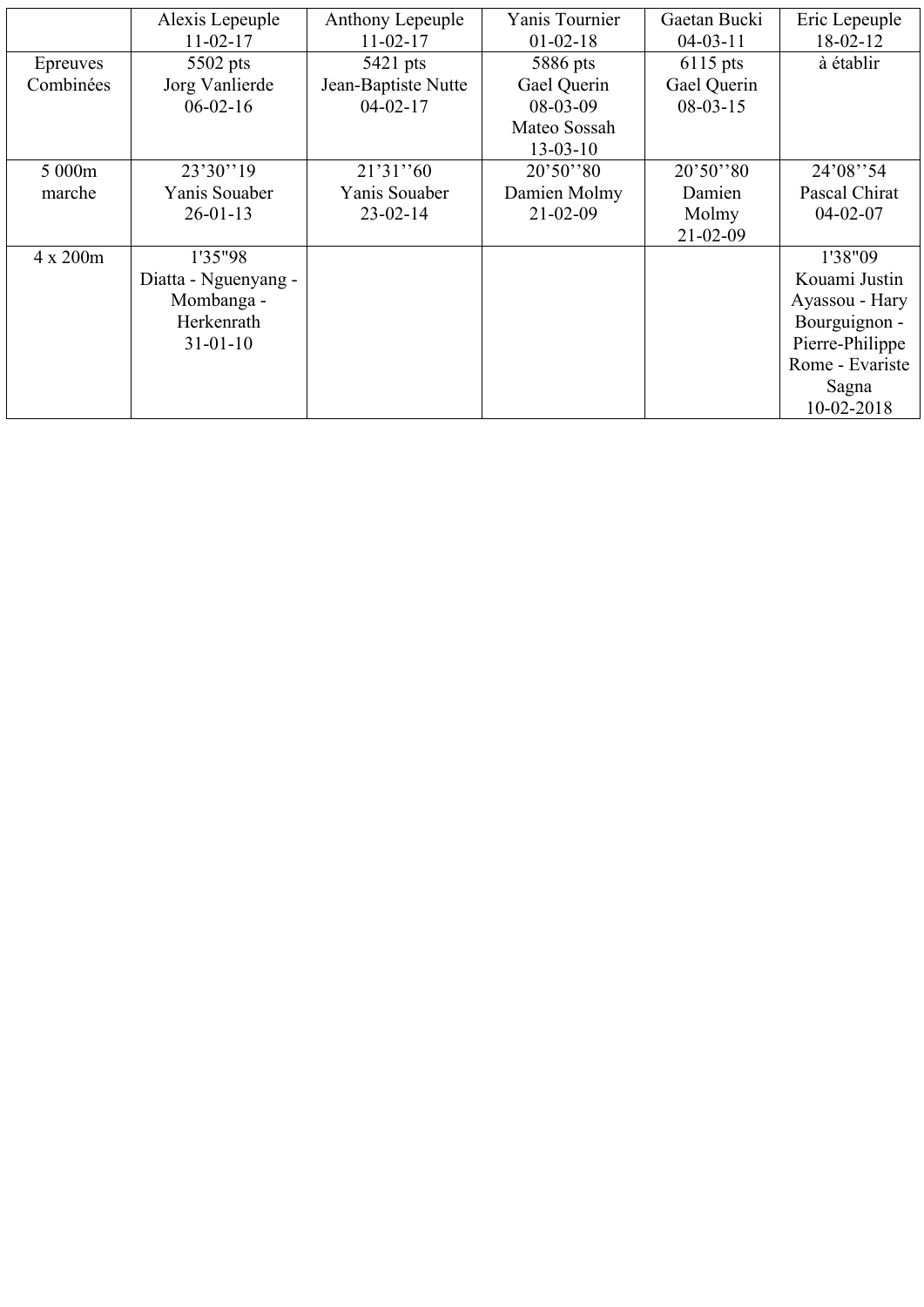| | Alexis Lepeuple 11-02-17 | Anthony Lepeuple 11-02-17 | Yanis Tournier 01-02-18 | Gaetan Bucki 04-03-11 | Eric Lepeuple 18-02-12 |
|---|---|---|---|---|---|
| Epreuves Combinées | 5502 pts Jorg Vanlierde 06-02-16 | 5421 pts Jean-Baptiste Nutte 04-02-17 | 5886 pts Gael Querin 08-03-09 Mateo Sossah 13-03-10 | 6115 pts Gael Querin 08-03-15 | à établir |
| 5 000m marche | 23'30''19 Yanis Souaber 26-01-13 | 21'31''60 Yanis Souaber 23-02-14 | 20'50''80 Damien Molmy 21-02-09 | 20'50''80 Damien Molmy 21-02-09 | 24'08''54 Pascal Chirat 04-02-07 |
| 4 x 200m | 1'35"98 Diatta - Nguenyang - Mombanga - Herkenrath 31-01-10 | | | | 1'38"09 Kouami Justin Ayassou - Hary Bourguignon - Pierre-Philippe Rome - Evariste Sagna 10-02-2018 |